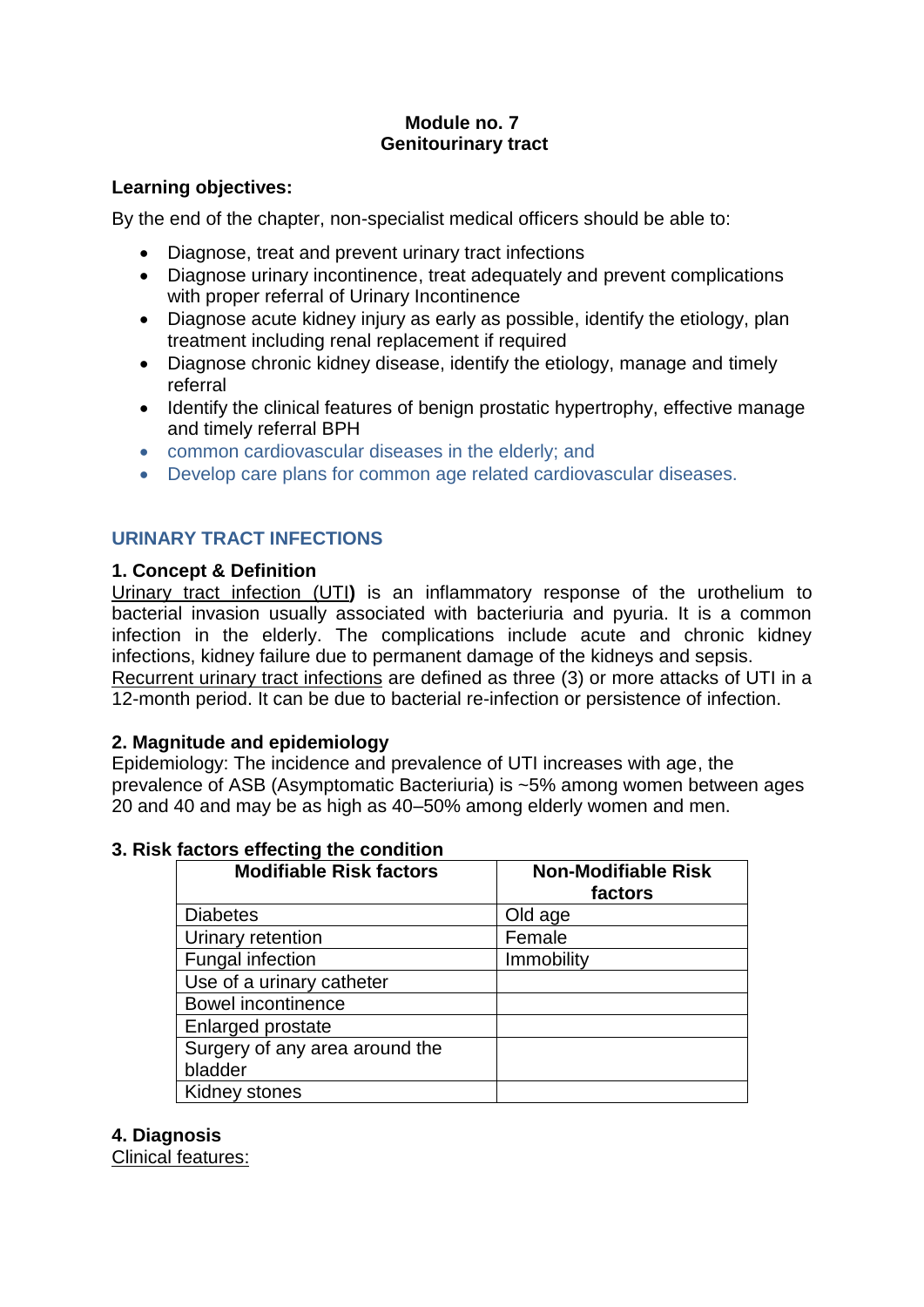**Module no. 7**
**Genitourinary tract**

**Learning objectives:**

By the end of the chapter, non-specialist medical officers should be able to:

- Diagnose, treat and prevent urinary tract infections
- Diagnose urinary incontinence, treat adequately and prevent complications with proper referral of Urinary Incontinence
- Diagnose acute kidney injury as early as possible, identify the etiology, plan treatment including renal replacement if required
- Diagnose chronic kidney disease, identify the etiology, manage and timely referral
- Identify the clinical features of benign prostatic hypertrophy, effective manage and timely referral BPH
- common cardiovascular diseases in the elderly; and
- Develop care plans for common age related cardiovascular diseases.

## URINARY TRACT INFECTIONS

### 1. Concept & Definition

Urinary tract infection (UTI**)** is an inflammatory response of the urothelium to bacterial invasion usually associated with bacteriuria and pyuria. It is a common infection in the elderly. The complications include acute and chronic kidney infections, kidney failure due to permanent damage of the kidneys and sepsis.
Recurrent urinary tract infections are defined as three (3) or more attacks of UTI in a 12-month period. It can be due to bacterial re-infection or persistence of infection.

### 2. Magnitude and epidemiology

Epidemiology: The incidence and prevalence of UTI increases with age, the prevalence of ASB (Asymptomatic Bacteriuria) is ~5% among women between ages 20 and 40 and may be as high as 40–50% among elderly women and men.

### 3. Risk factors effecting the condition

| Modifiable Risk factors | Non-Modifiable Risk factors |
|---|---|
| Diabetes | Old age |
| Urinary retention | Female |
| Fungal infection | Immobility |
| Use of a urinary catheter | |
| Bowel incontinence | |
| Enlarged prostate | |
| Surgery of any area around the bladder | |
| Kidney stones | |

### 4. Diagnosis

Clinical features: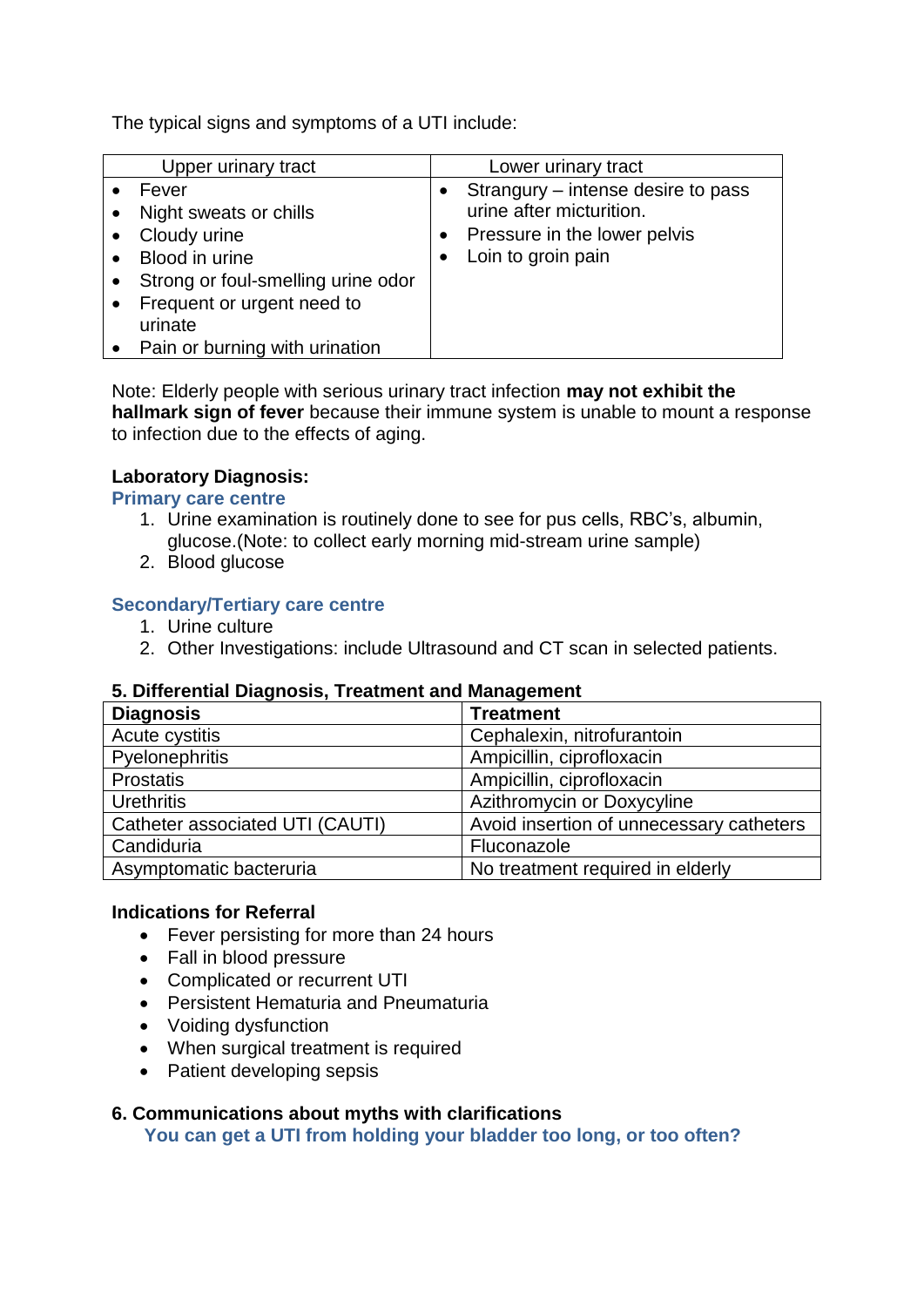The typical signs and symptoms of a UTI include:

| Upper urinary tract | Lower urinary tract |
| --- | --- |
| • Fever<br>• Night sweats or chills<br>• Cloudy urine<br>• Blood in urine<br>• Strong or foul-smelling urine odor<br>• Frequent or urgent need to urinate<br>• Pain or burning with urination | • Strangury – intense desire to pass urine after micturition.<br>• Pressure in the lower pelvis<br>• Loin to groin pain |

Note: Elderly people with serious urinary tract infection **may not exhibit the hallmark sign of fever** because their immune system is unable to mount a response to infection due to the effects of aging.

**Laboratory Diagnosis:**

**Primary care centre**

1. Urine examination is routinely done to see for pus cells, RBC's, albumin, glucose.(Note: to collect early morning mid-stream urine sample)
2. Blood glucose

**Secondary/Tertiary care centre**

1. Urine culture
2. Other Investigations: include Ultrasound and CT scan in selected patients.

## 5. Differential Diagnosis, Treatment and Management

| **Diagnosis** | **Treatment** |
| --- | --- |
| Acute cystitis | Cephalexin, nitrofurantoin |
| Pyelonephritis | Ampicillin, ciprofloxacin |
| Prostatis | Ampicillin, ciprofloxacin |
| Urethritis | Azithromycin or Doxycyline |
| Catheter associated UTI (CAUTI) | Avoid insertion of unnecessary catheters |
| Candiduria | Fluconazole |
| Asymptomatic bacteruria | No treatment required in elderly |

**Indications for Referral**

- Fever persisting for more than 24 hours
- Fall in blood pressure
- Complicated or recurrent UTI
- Persistent Hematuria and Pneumaturia
- Voiding dysfunction
- When surgical treatment is required
- Patient developing sepsis

## 6. Communications about myths with clarifications

**You can get a UTI from holding your bladder too long, or too often?**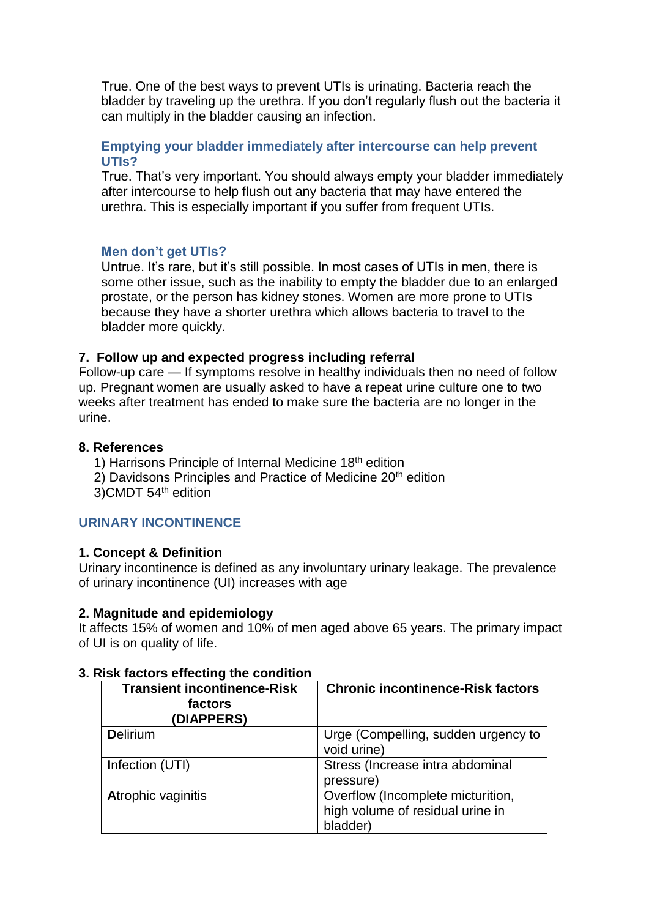True. One of the best ways to prevent UTIs is urinating. Bacteria reach the bladder by traveling up the urethra. If you don't regularly flush out the bacteria it can multiply in the bladder causing an infection.

**Emptying your bladder immediately after intercourse can help prevent UTIs?**
True. That's very important. You should always empty your bladder immediately after intercourse to help flush out any bacteria that may have entered the urethra. This is especially important if you suffer from frequent UTIs.

**Men don't get UTIs?**
Untrue. It's rare, but it's still possible. In most cases of UTIs in men, there is some other issue, such as the inability to empty the bladder due to an enlarged prostate, or the person has kidney stones. Women are more prone to UTIs because they have a shorter urethra which allows bacteria to travel to the bladder more quickly.

### 7. Follow up and expected progress including referral

Follow-up care — If symptoms resolve in healthy individuals then no need of follow up. Pregnant women are usually asked to have a repeat urine culture one to two weeks after treatment has ended to make sure the bacteria are no longer in the urine.

### 8. References

1) Harrisons Principle of Internal Medicine 18th edition
2) Davidsons Principles and Practice of Medicine 20th edition
3) CMDT 54th edition

## URINARY INCONTINENCE

### 1. Concept & Definition

Urinary incontinence is defined as any involuntary urinary leakage. The prevalence of urinary incontinence (UI) increases with age

### 2. Magnitude and epidemiology

It affects 15% of women and 10% of men aged above 65 years. The primary impact of UI is on quality of life.

### 3. Risk factors effecting the condition

| Transient incontinence-Risk factors (DIAPPERS) | Chronic incontinence-Risk factors |
|---|---|
| **D**elirium | Urge (Compelling, sudden urgency to void urine) |
| **I**nfection (UTI) | Stress (Increase intra abdominal pressure) |
| **A**trophic vaginitis | Overflow (Incomplete micturition, high volume of residual urine in bladder) |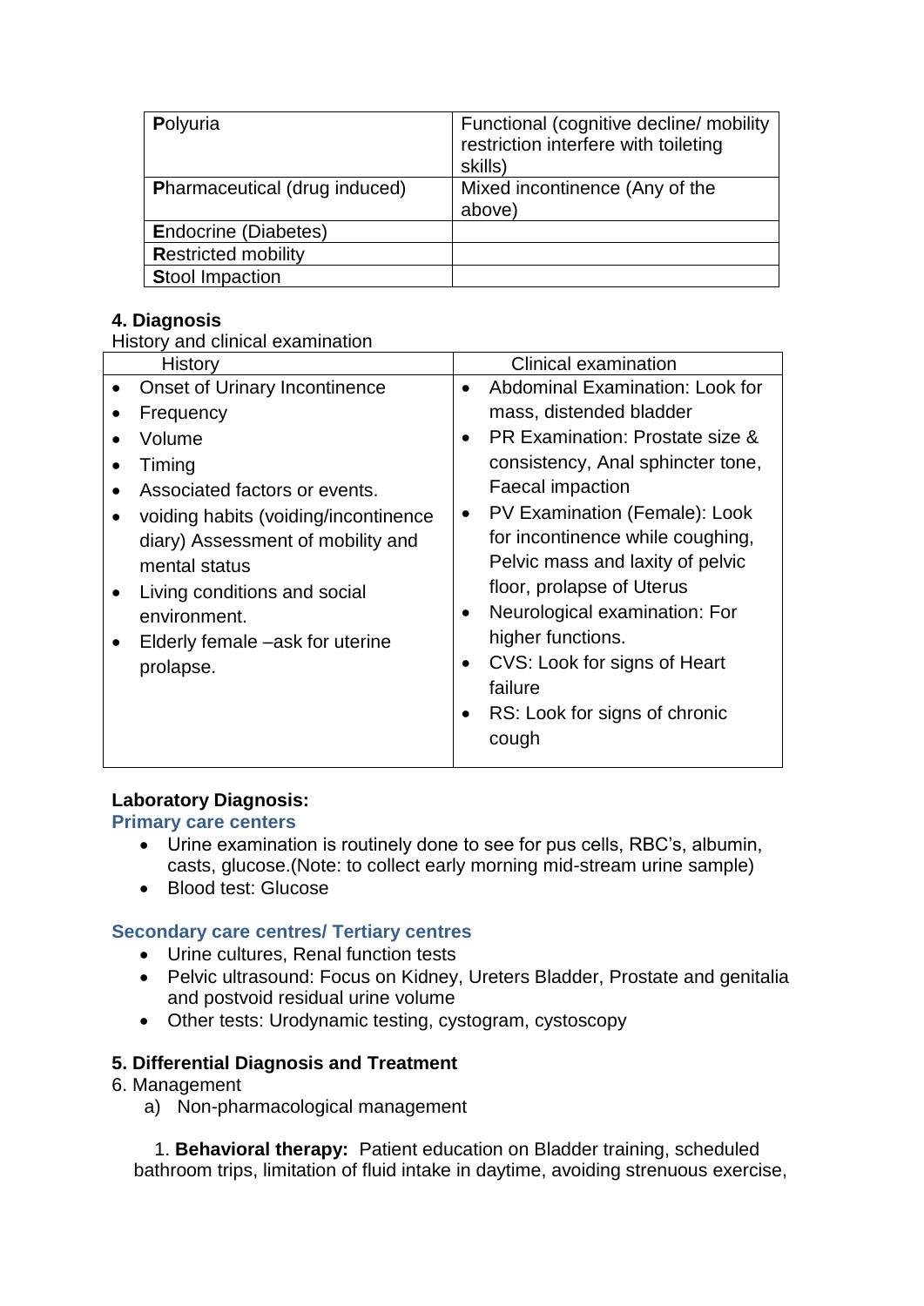| **P**olyuria | Functional (cognitive decline/ mobility restriction interfere with toileting skills) |
|---|---|
| **P**harmaceutical (drug induced) | Mixed incontinence (Any of the above) |
| **E**ndocrine (Diabetes) | |
| **R**estricted mobility | |
| **S**tool Impaction | |

**4. Diagnosis**

History and clinical examination

| History | Clinical examination |
|---|---|
| • Onset of Urinary Incontinence<br>• Frequency<br>• Volume<br>• Timing<br>• Associated factors or events.<br>• voiding habits (voiding/incontinence diary) Assessment of mobility and mental status<br>• Living conditions and social environment.<br>• Elderly female –ask for uterine prolapse. | • Abdominal Examination: Look for mass, distended bladder<br>• PR Examination: Prostate size & consistency, Anal sphincter tone, Faecal impaction<br>• PV Examination (Female): Look for incontinence while coughing, Pelvic mass and laxity of pelvic floor, prolapse of Uterus<br>• Neurological examination: For higher functions.<br>• CVS: Look for signs of Heart failure<br>• RS: Look for signs of chronic cough |

**Laboratory Diagnosis:**

**Primary care centers**

- Urine examination is routinely done to see for pus cells, RBC's, albumin, casts, glucose.(Note: to collect early morning mid-stream urine sample)
- Blood test: Glucose

**Secondary care centres/ Tertiary centres**

- Urine cultures, Renal function tests
- Pelvic ultrasound: Focus on Kidney, Ureters Bladder, Prostate and genitalia and postvoid residual urine volume
- Other tests: Urodynamic testing, cystogram, cystoscopy

**5. Differential Diagnosis and Treatment**

6. Management

a) Non-pharmacological management

1. **Behavioral therapy:** Patient education on Bladder training, scheduled bathroom trips, limitation of fluid intake in daytime, avoiding strenuous exercise,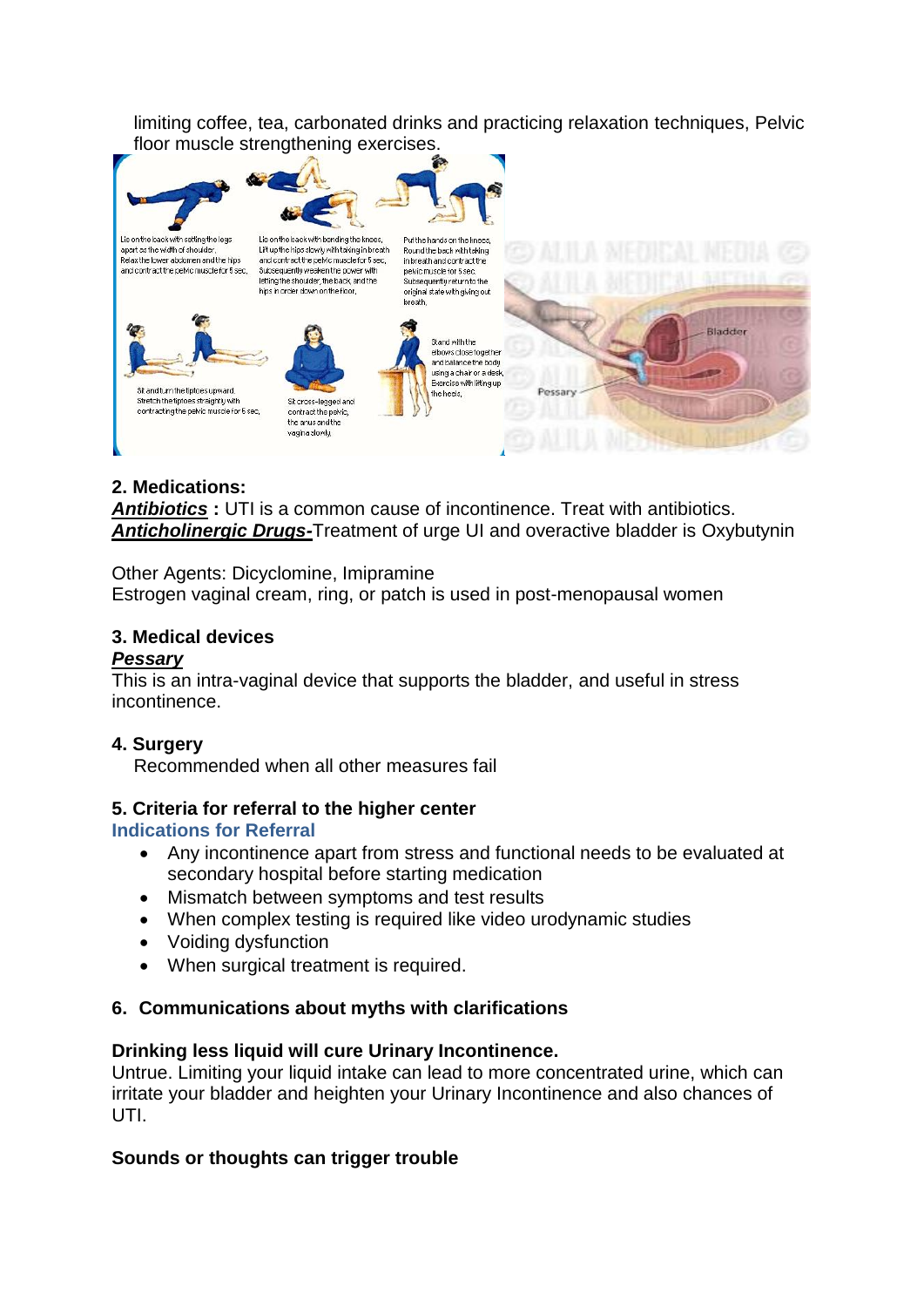limiting coffee, tea, carbonated drinks and practicing relaxation techniques, Pelvic floor muscle strengthening exercises.

**2. Medications:**

***Antibiotics*** **:** UTI is a common cause of incontinence. Treat with antibiotics.

***Anticholinergic Drugs-***Treatment of urge UI and overactive bladder is Oxybutynin

Other Agents: Dicyclomine, Imipramine

Estrogen vaginal cream, ring, or patch is used in post-menopausal women

**3. Medical devices**

***Pessary***

This is an intra-vaginal device that supports the bladder, and useful in stress incontinence.

**4. Surgery**

Recommended when all other measures fail

**5. Criteria for referral to the higher center**

**Indications for Referral**

- Any incontinence apart from stress and functional needs to be evaluated at secondary hospital before starting medication
- Mismatch between symptoms and test results
- When complex testing is required like video urodynamic studies
- Voiding dysfunction
- When surgical treatment is required.

**6. Communications about myths with clarifications**

**Drinking less liquid will cure Urinary Incontinence.**

Untrue. Limiting your liquid intake can lead to more concentrated urine, which can irritate your bladder and heighten your Urinary Incontinence and also chances of UTI.

**Sounds or thoughts can trigger trouble**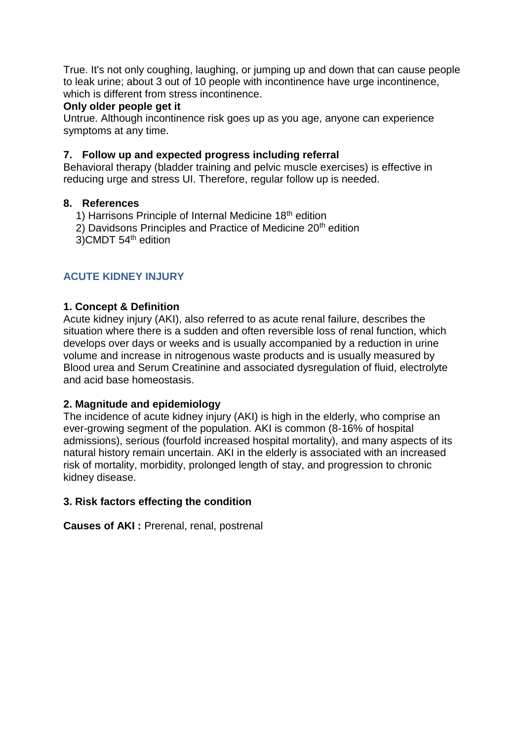True. It's not only coughing, laughing, or jumping up and down that can cause people to leak urine; about 3 out of 10 people with incontinence have urge incontinence, which is different from stress incontinence.

**Only older people get it**

Untrue. Although incontinence risk goes up as you age, anyone can experience symptoms at any time.

### 7. Follow up and expected progress including referral

Behavioral therapy (bladder training and pelvic muscle exercises) is effective in reducing urge and stress UI. Therefore, regular follow up is needed.

### 8. References

1) Harrisons Principle of Internal Medicine 18th edition
2) Davidsons Principles and Practice of Medicine 20th edition
3)CMDT 54th edition

## ACUTE KIDNEY INJURY

### 1. Concept & Definition

Acute kidney injury (AKI), also referred to as acute renal failure, describes the situation where there is a sudden and often reversible loss of renal function, which develops over days or weeks and is usually accompanied by a reduction in urine volume and increase in nitrogenous waste products and is usually measured by Blood urea and Serum Creatinine and associated dysregulation of fluid, electrolyte and acid base homeostasis.

### 2. Magnitude and epidemiology

The incidence of acute kidney injury (AKI) is high in the elderly, who comprise an ever-growing segment of the population. AKI is common (8-16% of hospital admissions), serious (fourfold increased hospital mortality), and many aspects of its natural history remain uncertain. AKI in the elderly is associated with an increased risk of mortality, morbidity, prolonged length of stay, and progression to chronic kidney disease.

### 3. Risk factors effecting the condition

**Causes of AKI :** Prerenal, renal, postrenal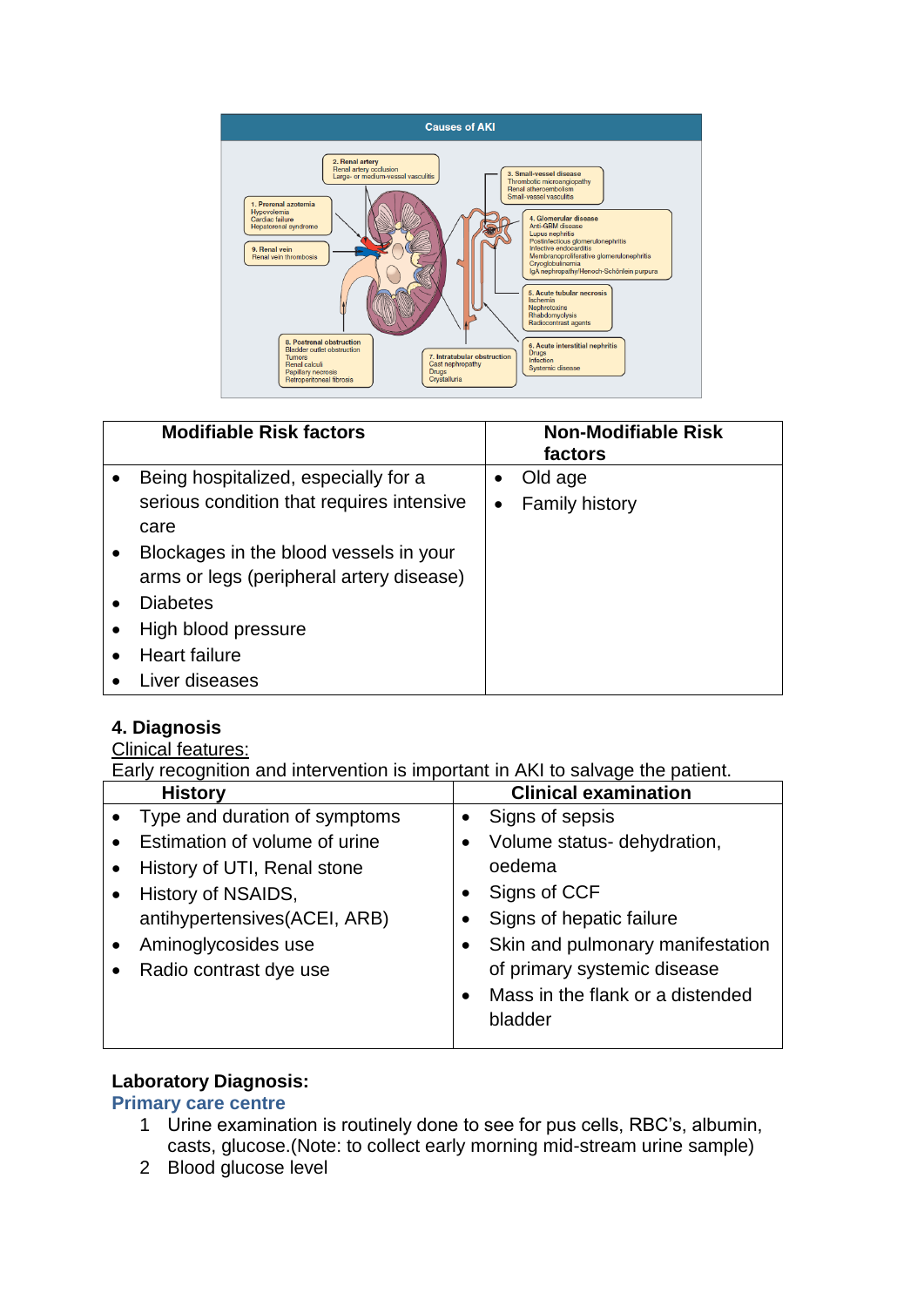**Causes of AKI**

1. Prerenal azotemia
Hypovolemia
Cardiac failure
Hepatorenal syndrome

2. Renal artery
Renal artery occlusion
Large- or medium-vessel vasculitis

3. Small-vessel disease
Thrombotic microangiopathy
Renal atheroembolism
Small-vessel vasculitis

4. Glomerular disease
Anti-GBM disease
Lupus nephritis
Postinfectious glomerulonephritis
Infective endocarditis
Membranoproliferative glomerulonephritis
Cryoglobulinemia
IgA nephropathy/Henoch-Schönlein purpura

5. Acute tubular necrosis
Ischemia
Nephrotoxins
Rhabdomyolysis
Radiocontrast agents

6. Acute interstitial nephritis
Drugs
Infection
Systemic disease

7. Intratubular obstruction
Cast nephropathy
Drugs
Crystalluria

8. Postrenal obstruction
Bladder outlet obstruction
Tumors
Renal calculi
Papillary necrosis
Retroperitoneal fibrosis

9. Renal vein
Renal vein thrombosis

| Modifiable Risk factors | Non-Modifiable Risk factors |
|---|---|
| • Being hospitalized, especially for a serious condition that requires intensive care<br>• Blockages in the blood vessels in your arms or legs (peripheral artery disease)<br>• Diabetes<br>• High blood pressure<br>• Heart failure<br>• Liver diseases | • Old age<br>• Family history |

### 4. Diagnosis

Clinical features:

Early recognition and intervention is important in AKI to salvage the patient.

| History | Clinical examination |
|---|---|
| • Type and duration of symptoms<br>• Estimation of volume of urine<br>• History of UTI, Renal stone<br>• History of NSAIDS, antihypertensives(ACEI, ARB)<br>• Aminoglycosides use<br>• Radio contrast dye use | • Signs of sepsis<br>• Volume status- dehydration, oedema<br>• Signs of CCF<br>• Signs of hepatic failure<br>• Skin and pulmonary manifestation of primary systemic disease<br>• Mass in the flank or a distended bladder |

**Laboratory Diagnosis:**

**Primary care centre**

1. Urine examination is routinely done to see for pus cells, RBC's, albumin, casts, glucose.(Note: to collect early morning mid-stream urine sample)
2. Blood glucose level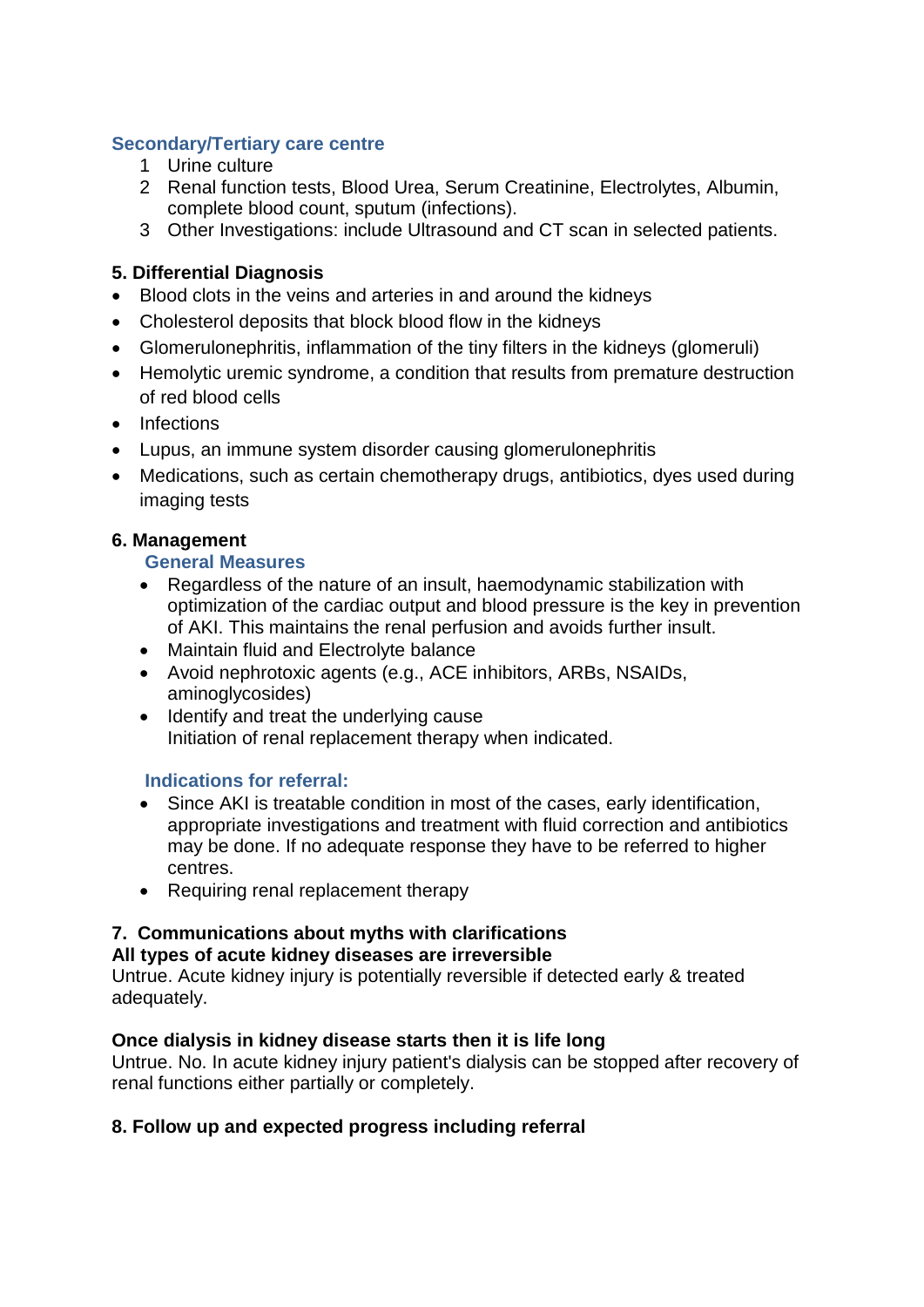### Secondary/Tertiary care centre

1. Urine culture
2. Renal function tests, Blood Urea, Serum Creatinine, Electrolytes, Albumin, complete blood count, sputum (infections).
3. Other Investigations: include Ultrasound and CT scan in selected patients.

## 5. Differential Diagnosis

- Blood clots in the veins and arteries in and around the kidneys
- Cholesterol deposits that block blood flow in the kidneys
- Glomerulonephritis, inflammation of the tiny filters in the kidneys (glomeruli)
- Hemolytic uremic syndrome, a condition that results from premature destruction of red blood cells
- Infections
- Lupus, an immune system disorder causing glomerulonephritis
- Medications, such as certain chemotherapy drugs, antibiotics, dyes used during imaging tests

## 6. Management

### General Measures

- Regardless of the nature of an insult, haemodynamic stabilization with optimization of the cardiac output and blood pressure is the key in prevention of AKI. This maintains the renal perfusion and avoids further insult.
- Maintain fluid and Electrolyte balance
- Avoid nephrotoxic agents (e.g., ACE inhibitors, ARBs, NSAIDs, aminoglycosides)
- Identify and treat the underlying cause
  Initiation of renal replacement therapy when indicated.

### Indications for referral:

- Since AKI is treatable condition in most of the cases, early identification, appropriate investigations and treatment with fluid correction and antibiotics may be done. If no adequate response they have to be referred to higher centres.
- Requiring renal replacement therapy

## 7. Communications about myths with clarifications

**All types of acute kidney diseases are irreversible**

Untrue. Acute kidney injury is potentially reversible if detected early & treated adequately.

**Once dialysis in kidney disease starts then it is life long**

Untrue. No. In acute kidney injury patient's dialysis can be stopped after recovery of renal functions either partially or completely.

## 8. Follow up and expected progress including referral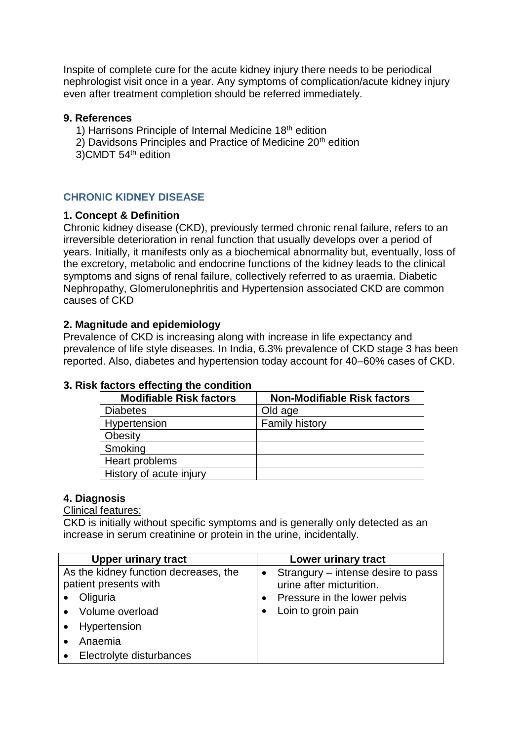Inspite of complete cure for the acute kidney injury there needs to be periodical nephrologist visit once in a year. Any symptoms of complication/acute kidney injury even after treatment completion should be referred immediately.

**9. References**

1) Harrisons Principle of Internal Medicine 18th edition
2) Davidsons Principles and Practice of Medicine 20th edition
3) CMDT 54th edition

## CHRONIC KIDNEY DISEASE

**1. Concept & Definition**

Chronic kidney disease (CKD), previously termed chronic renal failure, refers to an irreversible deterioration in renal function that usually develops over a period of years. Initially, it manifests only as a biochemical abnormality but, eventually, loss of the excretory, metabolic and endocrine functions of the kidney leads to the clinical symptoms and signs of renal failure, collectively referred to as uraemia. Diabetic Nephropathy, Glomerulonephritis and Hypertension associated CKD are common causes of CKD

**2. Magnitude and epidemiology**

Prevalence of CKD is increasing along with increase in life expectancy and prevalence of life style diseases. In India, 6.3% prevalence of CKD stage 3 has been reported. Also, diabetes and hypertension today account for 40–60% cases of CKD.

**3. Risk factors effecting the condition**

| Modifiable Risk factors | Non-Modifiable Risk factors |
|---|---|
| Diabetes | Old age |
| Hypertension | Family history |
| Obesity | |
| Smoking | |
| Heart problems | |
| History of acute injury | |

**4. Diagnosis**

Clinical features:

CKD is initially without specific symptoms and is generally only detected as an increase in serum creatinine or protein in the urine, incidentally.

| Upper urinary tract | Lower urinary tract |
|---|---|
| As the kidney function decreases, the patient presents with<br>• Oliguria<br>• Volume overload<br>• Hypertension<br>• Anaemia<br>• Electrolyte disturbances | • Strangury – intense desire to pass urine after micturition.<br>• Pressure in the lower pelvis<br>• Loin to groin pain |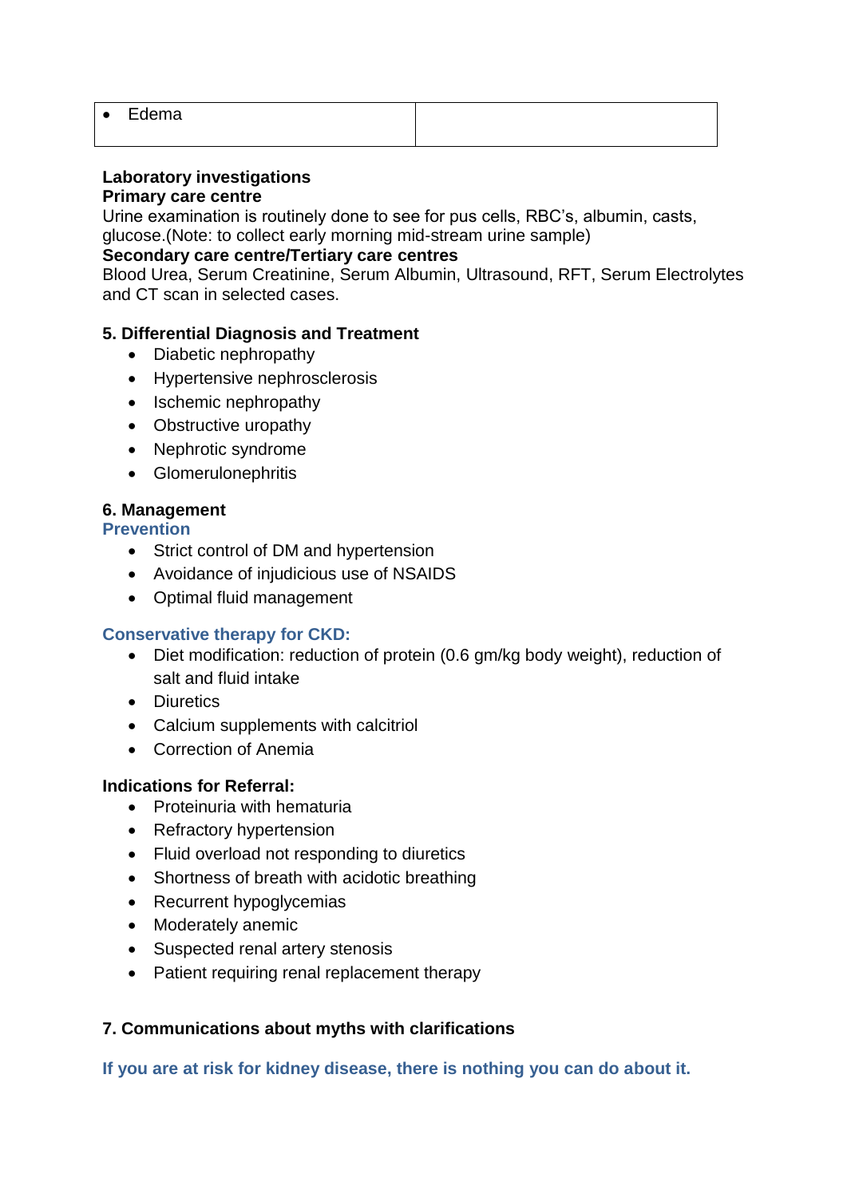| • Edema | |
|---|---|

**Laboratory investigations**
**Primary care centre**
Urine examination is routinely done to see for pus cells, RBC's, albumin, casts, glucose.(Note: to collect early morning mid-stream urine sample)
**Secondary care centre/Tertiary care centres**
Blood Urea, Serum Creatinine, Serum Albumin, Ultrasound, RFT, Serum Electrolytes and CT scan in selected cases.

## 5. Differential Diagnosis and Treatment

- Diabetic nephropathy
- Hypertensive nephrosclerosis
- Ischemic nephropathy
- Obstructive uropathy
- Nephrotic syndrome
- Glomerulonephritis

## 6. Management

### Prevention

- Strict control of DM and hypertension
- Avoidance of injudicious use of NSAIDS
- Optimal fluid management

### Conservative therapy for CKD:

- Diet modification: reduction of protein (0.6 gm/kg body weight), reduction of salt and fluid intake
- Diuretics
- Calcium supplements with calcitriol
- Correction of Anemia

**Indications for Referral:**

- Proteinuria with hematuria
- Refractory hypertension
- Fluid overload not responding to diuretics
- Shortness of breath with acidotic breathing
- Recurrent hypoglycemias
- Moderately anemic
- Suspected renal artery stenosis
- Patient requiring renal replacement therapy

## 7. Communications about myths with clarifications

**If you are at risk for kidney disease, there is nothing you can do about it.**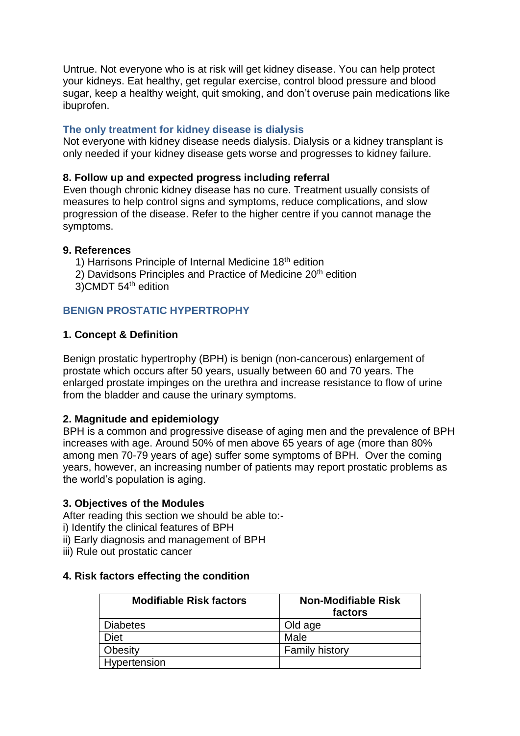Untrue. Not everyone who is at risk will get kidney disease. You can help protect your kidneys. Eat healthy, get regular exercise, control blood pressure and blood sugar, keep a healthy weight, quit smoking, and don't overuse pain medications like ibuprofen.

### The only treatment for kidney disease is dialysis

Not everyone with kidney disease needs dialysis. Dialysis or a kidney transplant is only needed if your kidney disease gets worse and progresses to kidney failure.

### 8. Follow up and expected progress including referral

Even though chronic kidney disease has no cure. Treatment usually consists of measures to help control signs and symptoms, reduce complications, and slow progression of the disease. Refer to the higher centre if you cannot manage the symptoms.

### 9. References

1) Harrisons Principle of Internal Medicine 18th edition
2) Davidsons Principles and Practice of Medicine 20th edition
3) CMDT 54th edition

## BENIGN PROSTATIC HYPERTROPHY

### 1. Concept & Definition

Benign prostatic hypertrophy (BPH) is benign (non-cancerous) enlargement of prostate which occurs after 50 years, usually between 60 and 70 years. The enlarged prostate impinges on the urethra and increase resistance to flow of urine from the bladder and cause the urinary symptoms.

### 2. Magnitude and epidemiology

BPH is a common and progressive disease of aging men and the prevalence of BPH increases with age. Around 50% of men above 65 years of age (more than 80% among men 70-79 years of age) suffer some symptoms of BPH. Over the coming years, however, an increasing number of patients may report prostatic problems as the world's population is aging.

### 3. Objectives of the Modules

After reading this section we should be able to:-
i) Identify the clinical features of BPH
ii) Early diagnosis and management of BPH
iii) Rule out prostatic cancer

### 4. Risk factors effecting the condition

| Modifiable Risk factors | Non-Modifiable Risk factors |
| --- | --- |
| Diabetes | Old age |
| Diet | Male |
| Obesity | Family history |
| Hypertension | |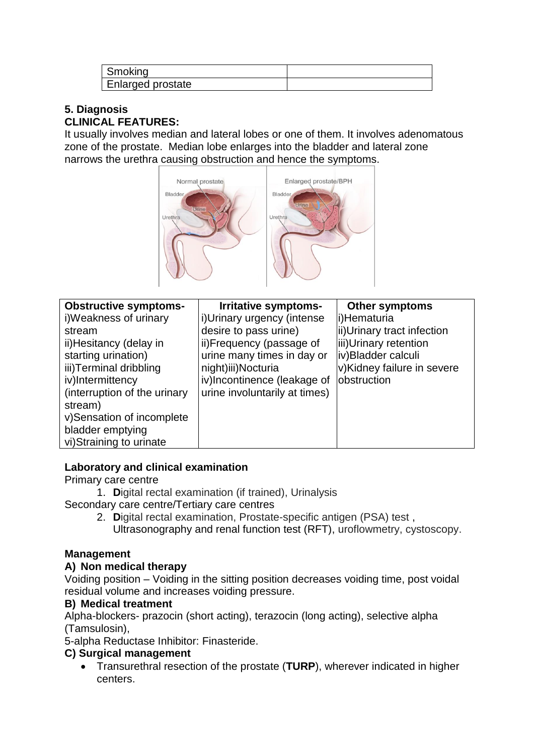| Smoking | |
|---|---|
| Enlarged prostate | |

**5. Diagnosis**

**CLINICAL FEATURES:**

It usually involves median and lateral lobes or one of them. It involves adenomatous zone of the prostate. Median lobe enlarges into the bladder and lateral zone narrows the urethra causing obstruction and hence the symptoms.

| Obstructive symptoms- | Irritative symptoms- | Other symptoms |
|---|---|---|
| i)Weakness of urinary stream<br>ii)Hesitancy (delay in starting urination)<br>iii)Terminal dribbling<br>iv)Intermittency (interruption of the urinary stream)<br>v)Sensation of incomplete bladder emptying<br>vi)Straining to urinate | i)Urinary urgency (intense desire to pass urine)<br>ii)Frequency (passage of urine many times in day or night)iii)Nocturia<br>iv)Incontinence (leakage of urine involuntarily at times) | i)Hematuria<br>ii)Urinary tract infection<br>iii)Urinary retention<br>iv)Bladder calculi<br>v)Kidney failure in severe obstruction |

**Laboratory and clinical examination**

Primary care centre

1. **D**igital rectal examination (if trained), Urinalysis

Secondary care centre/Tertiary care centres

2. **D**igital rectal examination, Prostate-specific antigen (PSA) test , Ultrasonography and renal function test (RFT), uroflowmetry, cystoscopy.

**Management**

**A) Non medical therapy**

Voiding position – Voiding in the sitting position decreases voiding time, post voidal residual volume and increases voiding pressure.

**B) Medical treatment**

Alpha-blockers- prazocin (short acting), terazocin (long acting), selective alpha (Tamsulosin),

5-alpha Reductase Inhibitor: Finasteride.

**C) Surgical management**

- Transurethral resection of the prostate (**TURP**), wherever indicated in higher centers.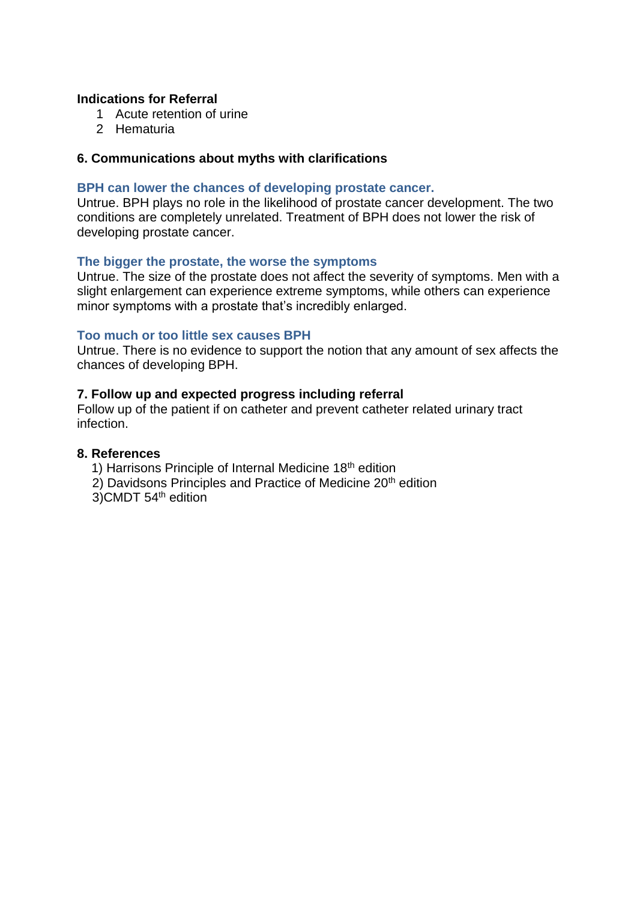**Indications for Referral**

1. Acute retention of urine
2. Hematuria

## 6. Communications about myths with clarifications

### BPH can lower the chances of developing prostate cancer.

Untrue. BPH plays no role in the likelihood of prostate cancer development. The two conditions are completely unrelated. Treatment of BPH does not lower the risk of developing prostate cancer.

### The bigger the prostate, the worse the symptoms

Untrue. The size of the prostate does not affect the severity of symptoms. Men with a slight enlargement can experience extreme symptoms, while others can experience minor symptoms with a prostate that's incredibly enlarged.

### Too much or too little sex causes BPH

Untrue. There is no evidence to support the notion that any amount of sex affects the chances of developing BPH.

## 7. Follow up and expected progress including referral

Follow up of the patient if on catheter and prevent catheter related urinary tract infection.

## 8. References

1) Harrisons Principle of Internal Medicine 18th edition
2) Davidsons Principles and Practice of Medicine 20th edition
3) CMDT 54th edition